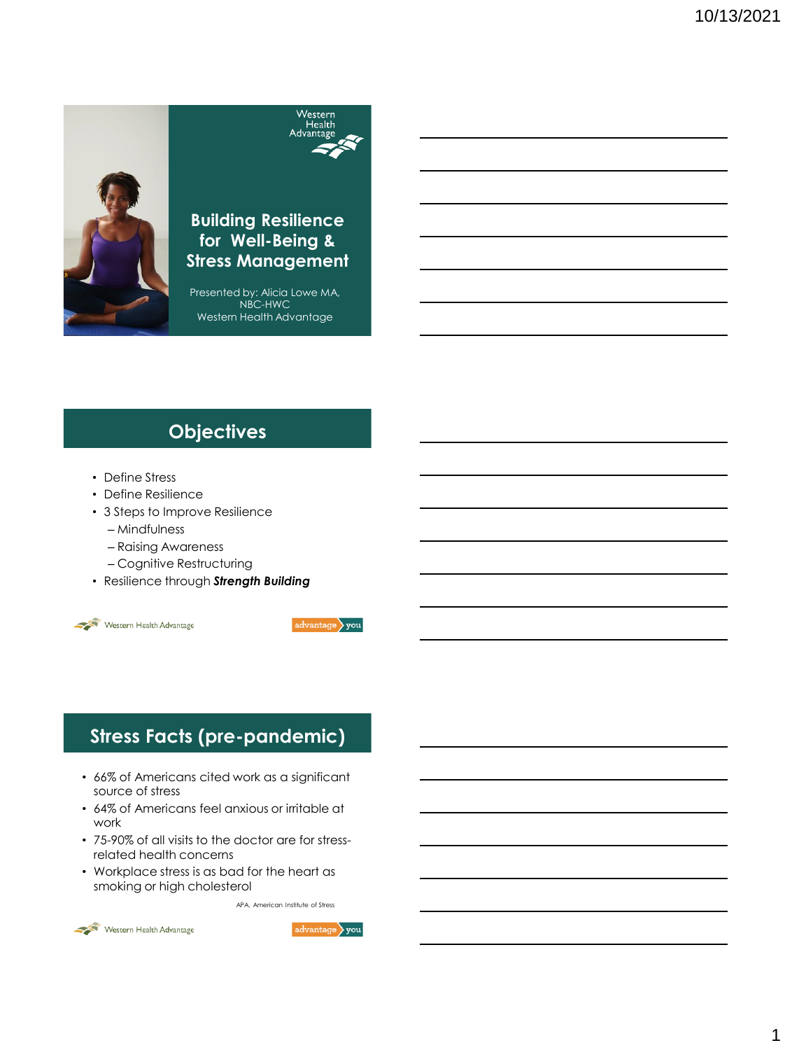# Building Resilience for Well-Being & Stress Management

Presented by: Alicia Lowe MA, NBC-HWC
Western Health Advantage

## Objectives

- Define Stress
- Define Resilience
- 3 Steps to Improve Resilience
  - Mindfulness
  - Raising Awareness
  - Cognitive Restructuring
- Resilience through ***Strength Building***

## Stress Facts (pre-pandemic)

- 66% of Americans cited work as a significant source of stress
- 64% of Americans feel anxious or irritable at work
- 75-90% of all visits to the doctor are for stress-related health concerns
- Workplace stress is as bad for the heart as smoking or high cholesterol

APA, American Institute of Stress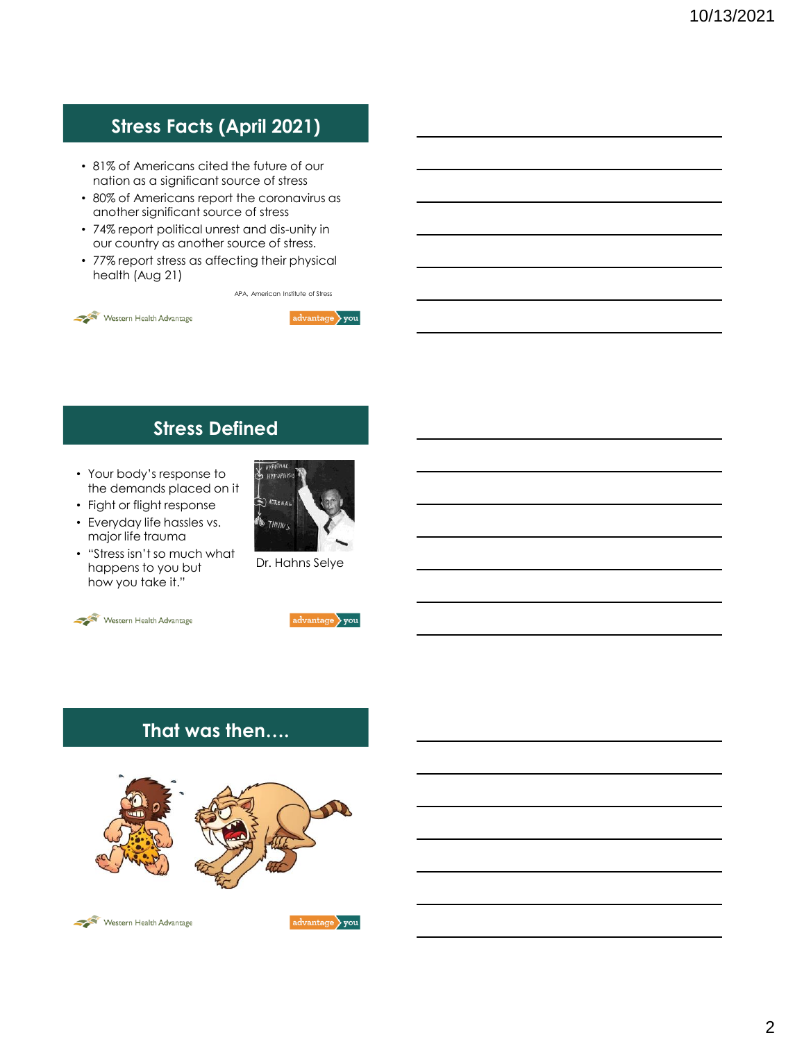## Stress Facts (April 2021)

- 81% of Americans cited the future of our nation as a significant source of stress
- 80% of Americans report the coronavirus as another significant source of stress
- 74% report political unrest and dis-unity in our country as another source of stress.
- 77% report stress as affecting their physical health (Aug 21)

APA, American Institute of Stress

## Stress Defined

- Your body's response to the demands placed on it
- Fight or flight response
- Everyday life hassles vs. major life trauma
- "Stress isn't so much what happens to you but how you take it."

Dr. Hahns Selye

## That was then….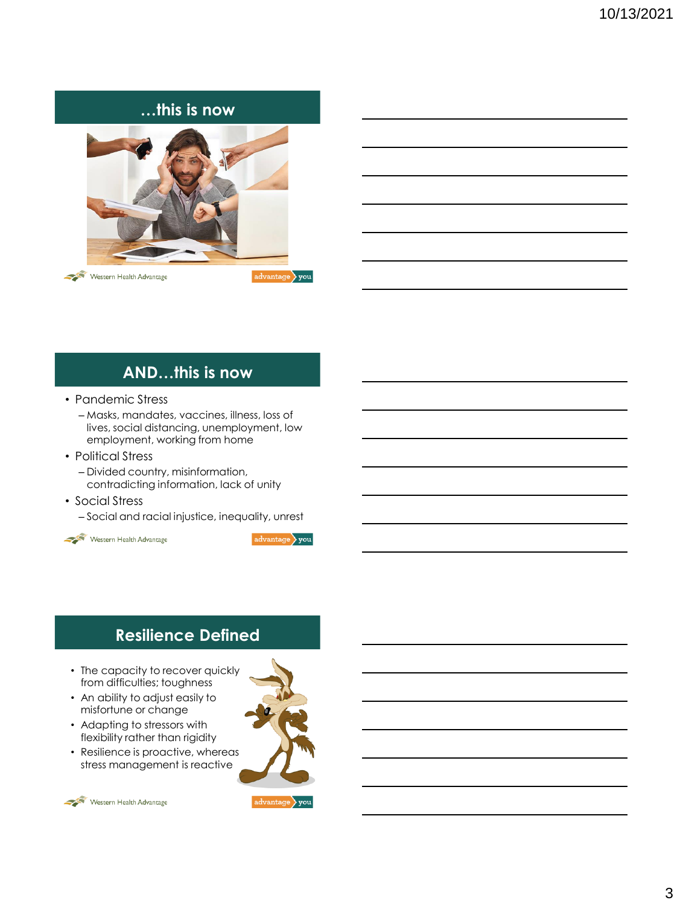## …this is now

## AND…this is now

- Pandemic Stress
  - Masks, mandates, vaccines, illness, loss of lives, social distancing, unemployment, low employment, working from home
- Political Stress
  - Divided country, misinformation, contradicting information, lack of unity
- Social Stress
  - Social and racial injustice, inequality, unrest

## Resilience Defined

- The capacity to recover quickly from difficulties; toughness
- An ability to adjust easily to misfortune or change
- Adapting to stressors with flexibility rather than rigidity
- Resilience is proactive, whereas stress management is reactive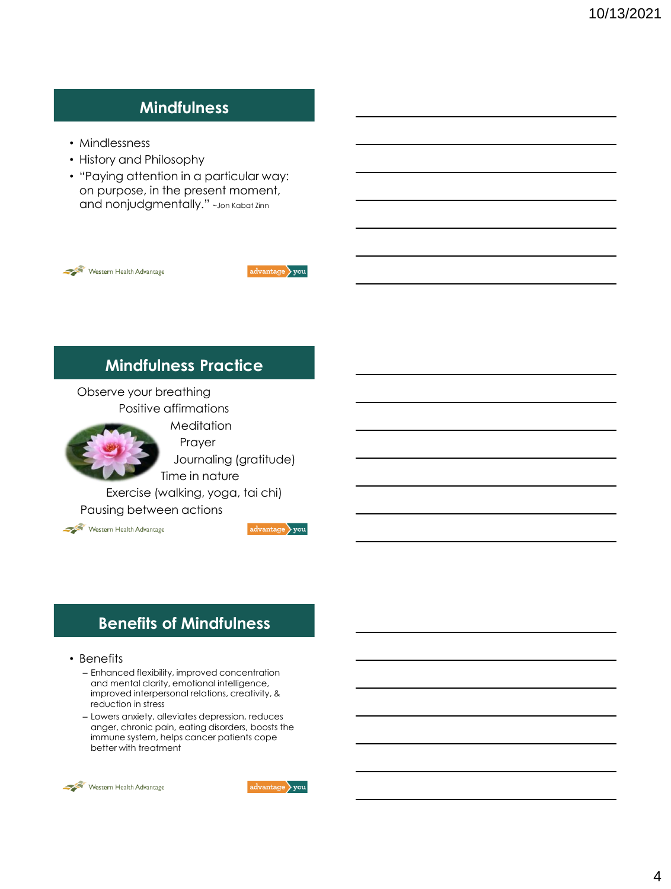## Mindfulness

- Mindlessness
- History and Philosophy
- "Paying attention in a particular way: on purpose, in the present moment, and nonjudgmentally." ~Jon Kabat Zinn

Western Health Advantage

advantage you

## Mindfulness Practice

Observe your breathing

Positive affirmations

Meditation

Prayer

Journaling (gratitude)

Time in nature

Exercise (walking, yoga, tai chi)

Pausing between actions

Western Health Advantage

advantage you

## Benefits of Mindfulness

- Benefits
  - Enhanced flexibility, improved concentration and mental clarity, emotional intelligence, improved interpersonal relations, creativity, & reduction in stress
  - Lowers anxiety, alleviates depression, reduces anger, chronic pain, eating disorders, boosts the immune system, helps cancer patients cope better with treatment

Western Health Advantage

advantage you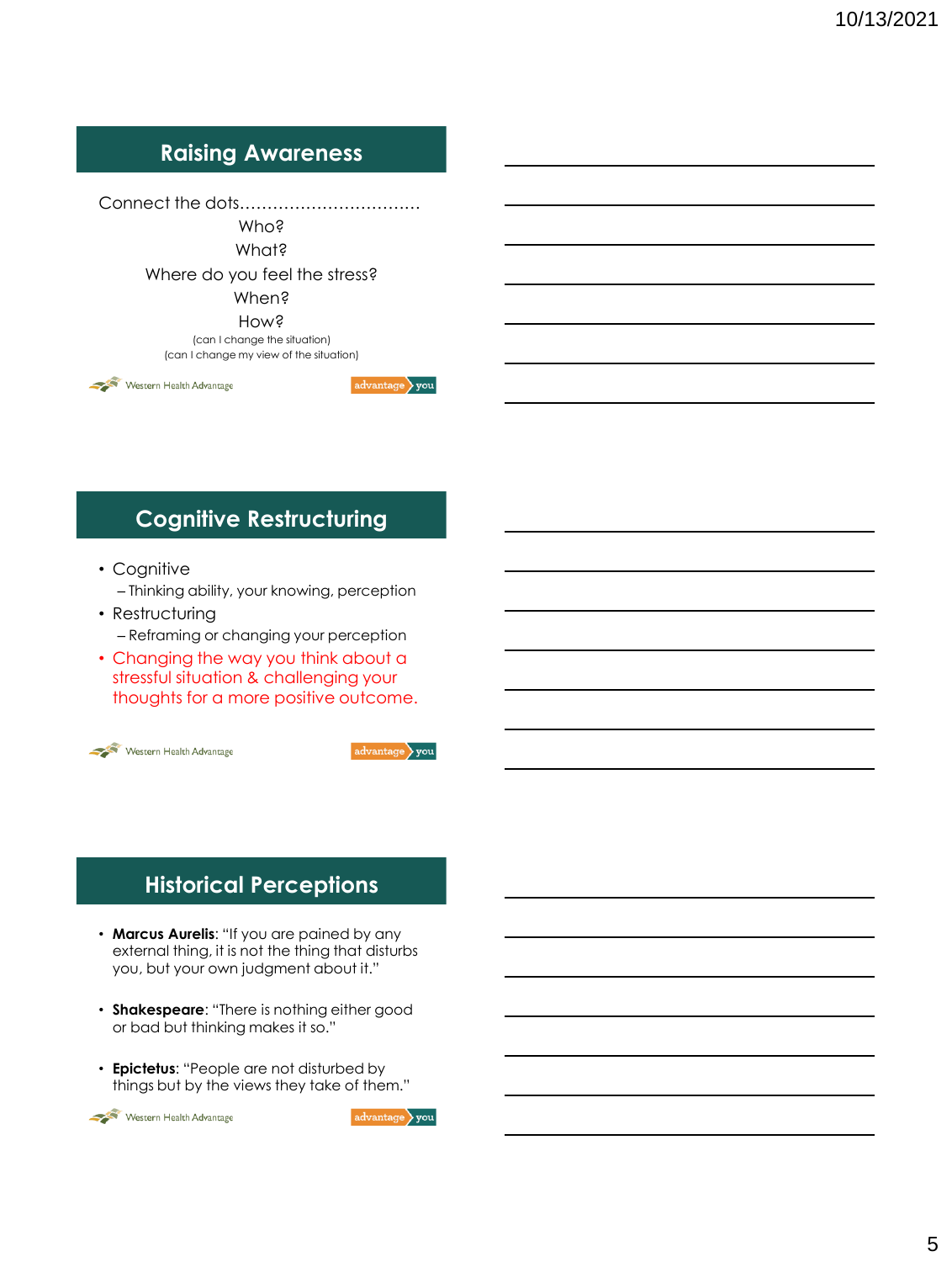## Raising Awareness

Connect the dots…………………………….

Who?

What?

Where do you feel the stress?

When?

How?

(can I change the situation)

(can I change my view of the situation)

Western Health Advantage | advantage you

## Cognitive Restructuring

- Cognitive
  - Thinking ability, your knowing, perception
- Restructuring
  - Reframing or changing your perception
- Changing the way you think about a stressful situation & challenging your thoughts for a more positive outcome.

Western Health Advantage | advantage you

## Historical Perceptions

- **Marcus Aurelis**: "If you are pained by any external thing, it is not the thing that disturbs you, but your own judgment about it."
- **Shakespeare**: "There is nothing either good or bad but thinking makes it so."
- **Epictetus**: "People are not disturbed by things but by the views they take of them."

Western Health Advantage | advantage you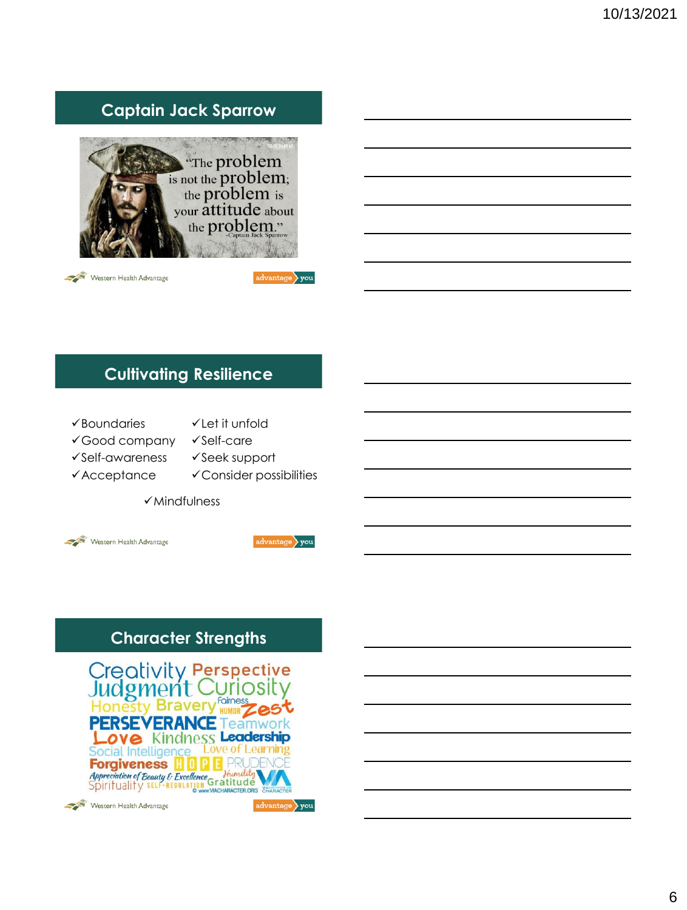## Captain Jack Sparrow

"The problem is not the problem; the problem is your attitude about the problem."
-Captain Jack Sparrow

Western Health Advantage

advantage you

## Cultivating Resilience

- ✓Boundaries
- ✓Good company
- ✓Self-awareness
- ✓Acceptance
- ✓Let it unfold
- ✓Self-care
- ✓Seek support
- ✓Consider possibilities
- ✓Mindfulness

Western Health Advantage

advantage you

## Character Strengths

Creativity Perspective Judgment Curiosity Honesty Bravery Fairness Humor Zest PERSEVERANCE Teamwork Love Kindness Leadership Social Intelligence Love of Learning Forgiveness HOPE PRUDENCE Appreciation of Beauty & Excellence Humility Spirituality SELF-REGULATION Gratitude

© www.VIACHARACTER.ORG

Western Health Advantage

advantage you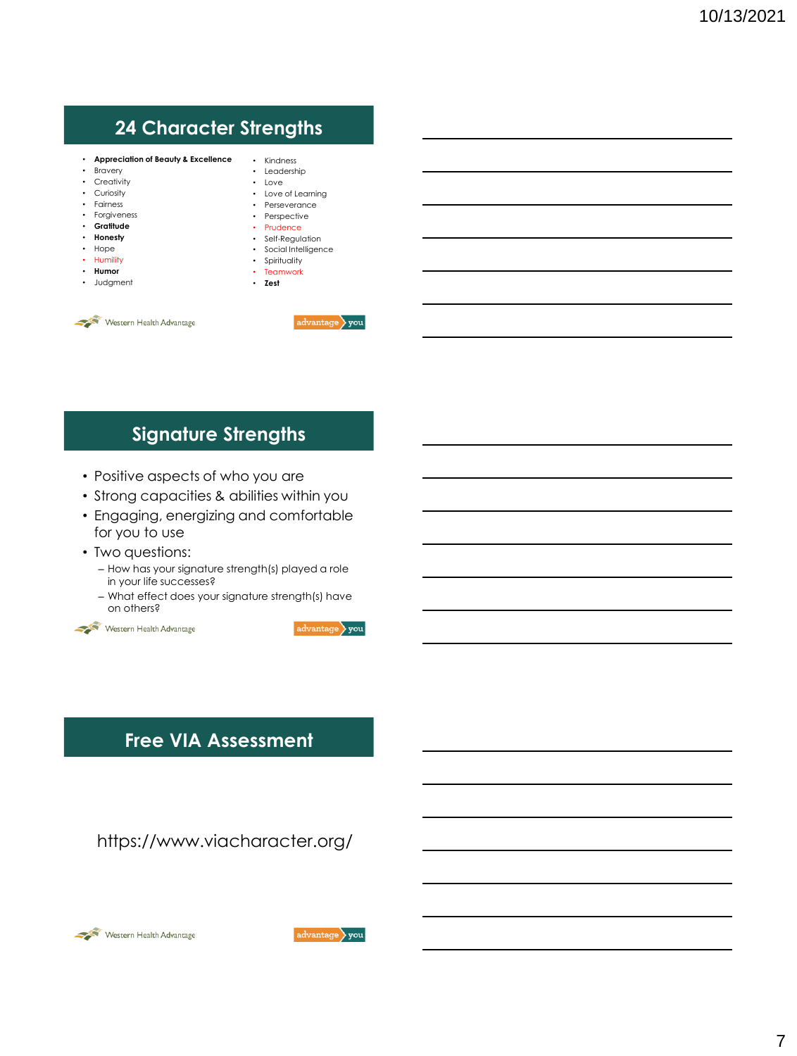## 24 Character Strengths

- **Appreciation of Beauty & Excellence**
- Bravery
- Creativity
- Curiosity
- Fairness
- Forgiveness
- **Gratitude**
- **Honesty**
- Hope
- Humility
- **Humor**
- Judgment
- Kindness
- Leadership
- Love
- Love of Learning
- Perseverance
- Perspective
- Prudence
- Self-Regulation
- Social Intelligence
- Spirituality
- Teamwork
- **Zest**

Western Health Advantage

advantage you

## Signature Strengths

- Positive aspects of who you are
- Strong capacities & abilities within you
- Engaging, energizing and comfortable for you to use
- Two questions:
  - How has your signature strength(s) played a role in your life successes?
  - What effect does your signature strength(s) have on others?

Western Health Advantage

advantage you

## Free VIA Assessment

https://www.viacharacter.org/

Western Health Advantage

advantage you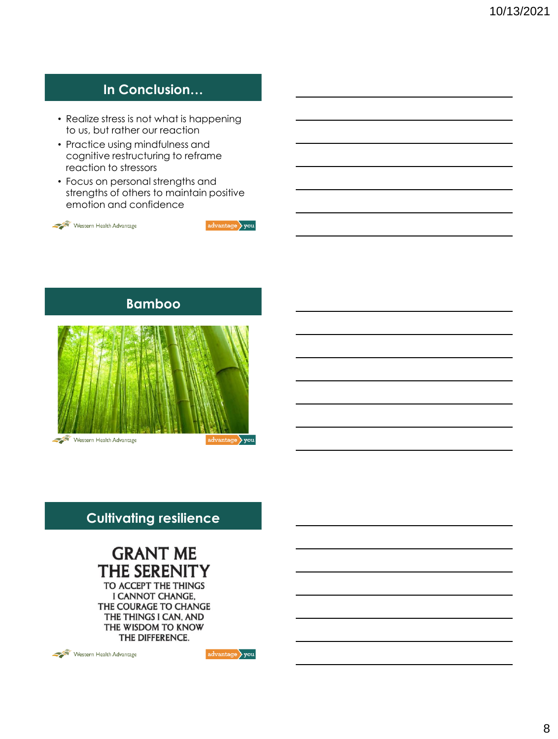## In Conclusion…

- Realize stress is not what is happening to us, but rather our reaction
- Practice using mindfulness and cognitive restructuring to reframe reaction to stressors
- Focus on personal strengths and strengths of others to maintain positive emotion and confidence

Western Health Advantage — advantage you

## Bamboo

Western Health Advantage — advantage you

## Cultivating resilience

GRANT ME THE SERENITY
TO ACCEPT THE THINGS I CANNOT CHANGE,
THE COURAGE TO CHANGE THE THINGS I CAN, AND
THE WISDOM TO KNOW THE DIFFERENCE.

Western Health Advantage — advantage you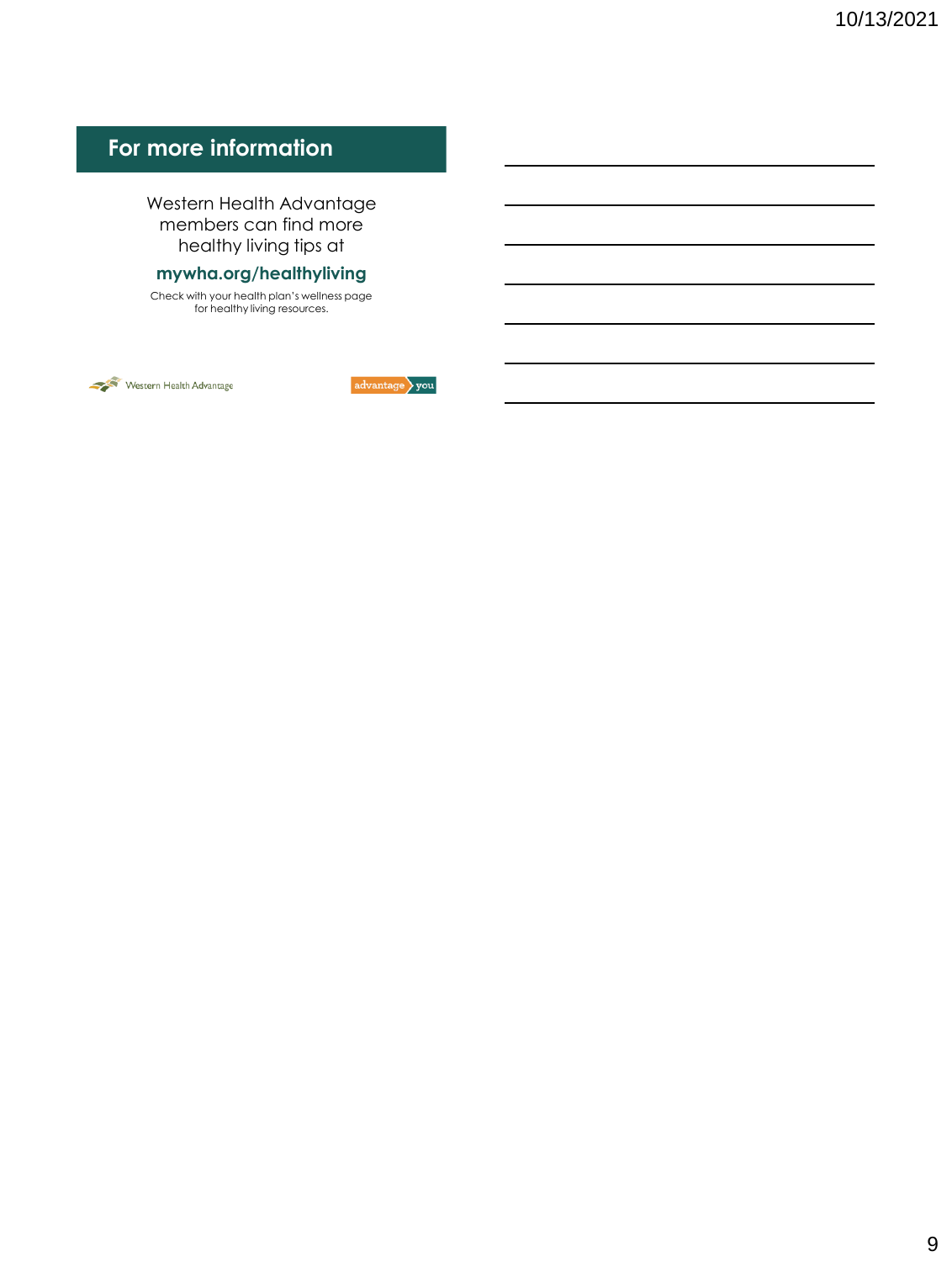## For more information

Western Health Advantage members can find more healthy living tips at

**mywha.org/healthyliving**

Check with your health plan's wellness page for healthy living resources.

Western Health Advantage

advantage you